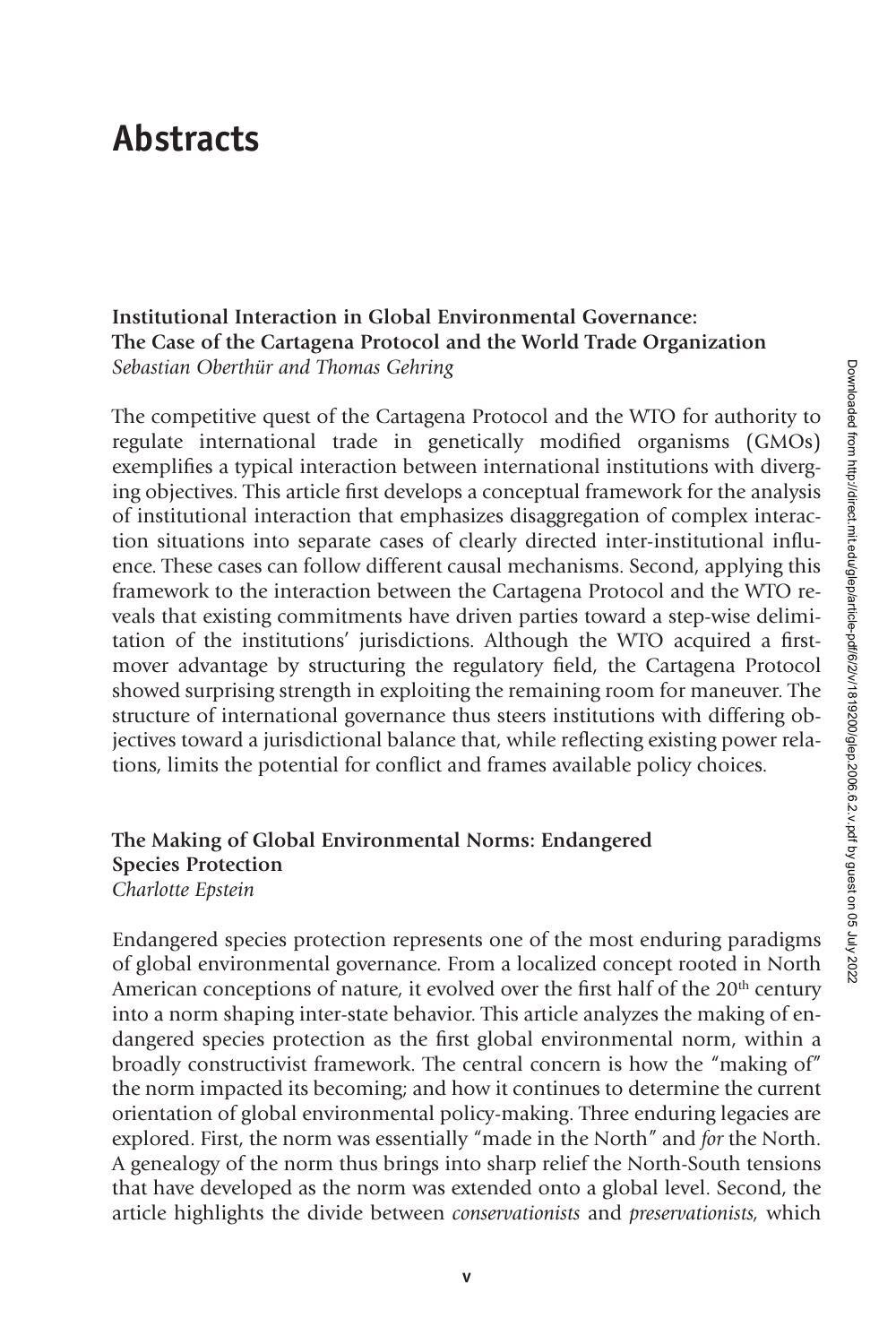# Abstracts

**Institutional Interaction in Global Environmental Governance: The Case of the Cartagena Protocol and the World Trade Organization**
*Sebastian Oberthür and Thomas Gehring*

The competitive quest of the Cartagena Protocol and the WTO for authority to regulate international trade in genetically modified organisms (GMOs) exemplifies a typical interaction between international institutions with diverging objectives. This article first develops a conceptual framework for the analysis of institutional interaction that emphasizes disaggregation of complex interaction situations into separate cases of clearly directed inter-institutional influence. These cases can follow different causal mechanisms. Second, applying this framework to the interaction between the Cartagena Protocol and the WTO reveals that existing commitments have driven parties toward a step-wise delimitation of the institutions' jurisdictions. Although the WTO acquired a first-mover advantage by structuring the regulatory field, the Cartagena Protocol showed surprising strength in exploiting the remaining room for maneuver. The structure of international governance thus steers institutions with differing objectives toward a jurisdictional balance that, while reflecting existing power relations, limits the potential for conflict and frames available policy choices.

**The Making of Global Environmental Norms: Endangered Species Protection**
*Charlotte Epstein*

Endangered species protection represents one of the most enduring paradigms of global environmental governance. From a localized concept rooted in North American conceptions of nature, it evolved over the first half of the 20th century into a norm shaping inter-state behavior. This article analyzes the making of endangered species protection as the first global environmental norm, within a broadly constructivist framework. The central concern is how the "making of" the norm impacted its becoming; and how it continues to determine the current orientation of global environmental policy-making. Three enduring legacies are explored. First, the norm was essentially "made in the North" and *for* the North. A genealogy of the norm thus brings into sharp relief the North-South tensions that have developed as the norm was extended onto a global level. Second, the article highlights the divide between *conservationists* and *preservationists*, which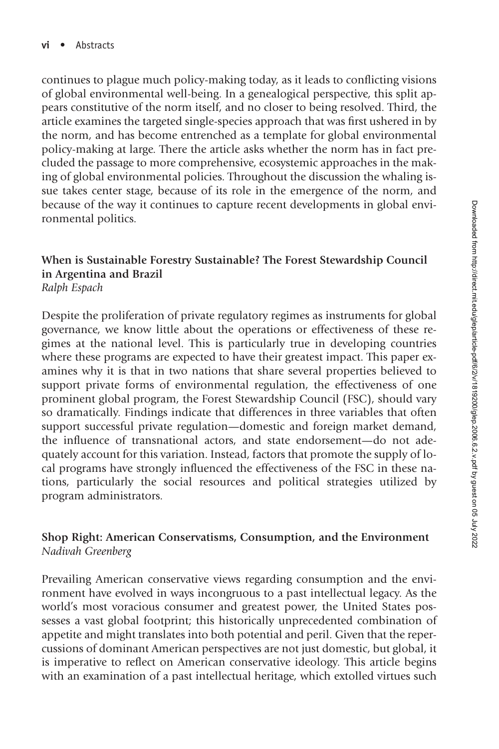continues to plague much policy-making today, as it leads to conflicting visions of global environmental well-being. In a genealogical perspective, this split appears constitutive of the norm itself, and no closer to being resolved. Third, the article examines the targeted single-species approach that was first ushered in by the norm, and has become entrenched as a template for global environmental policy-making at large. There the article asks whether the norm has in fact precluded the passage to more comprehensive, ecosystemic approaches in the making of global environmental policies. Throughout the discussion the whaling issue takes center stage, because of its role in the emergence of the norm, and because of the way it continues to capture recent developments in global environmental politics.

**When is Sustainable Forestry Sustainable? The Forest Stewardship Council in Argentina and Brazil**
*Ralph Espach*

Despite the proliferation of private regulatory regimes as instruments for global governance, we know little about the operations or effectiveness of these regimes at the national level. This is particularly true in developing countries where these programs are expected to have their greatest impact. This paper examines why it is that in two nations that share several properties believed to support private forms of environmental regulation, the effectiveness of one prominent global program, the Forest Stewardship Council (FSC), should vary so dramatically. Findings indicate that differences in three variables that often support successful private regulation—domestic and foreign market demand, the influence of transnational actors, and state endorsement—do not adequately account for this variation. Instead, factors that promote the supply of local programs have strongly influenced the effectiveness of the FSC in these nations, particularly the social resources and political strategies utilized by program administrators.

**Shop Right: American Conservatisms, Consumption, and the Environment**
*Nadivah Greenberg*

Prevailing American conservative views regarding consumption and the environment have evolved in ways incongruous to a past intellectual legacy. As the world's most voracious consumer and greatest power, the United States possesses a vast global footprint; this historically unprecedented combination of appetite and might translates into both potential and peril. Given that the repercussions of dominant American perspectives are not just domestic, but global, it is imperative to reflect on American conservative ideology. This article begins with an examination of a past intellectual heritage, which extolled virtues such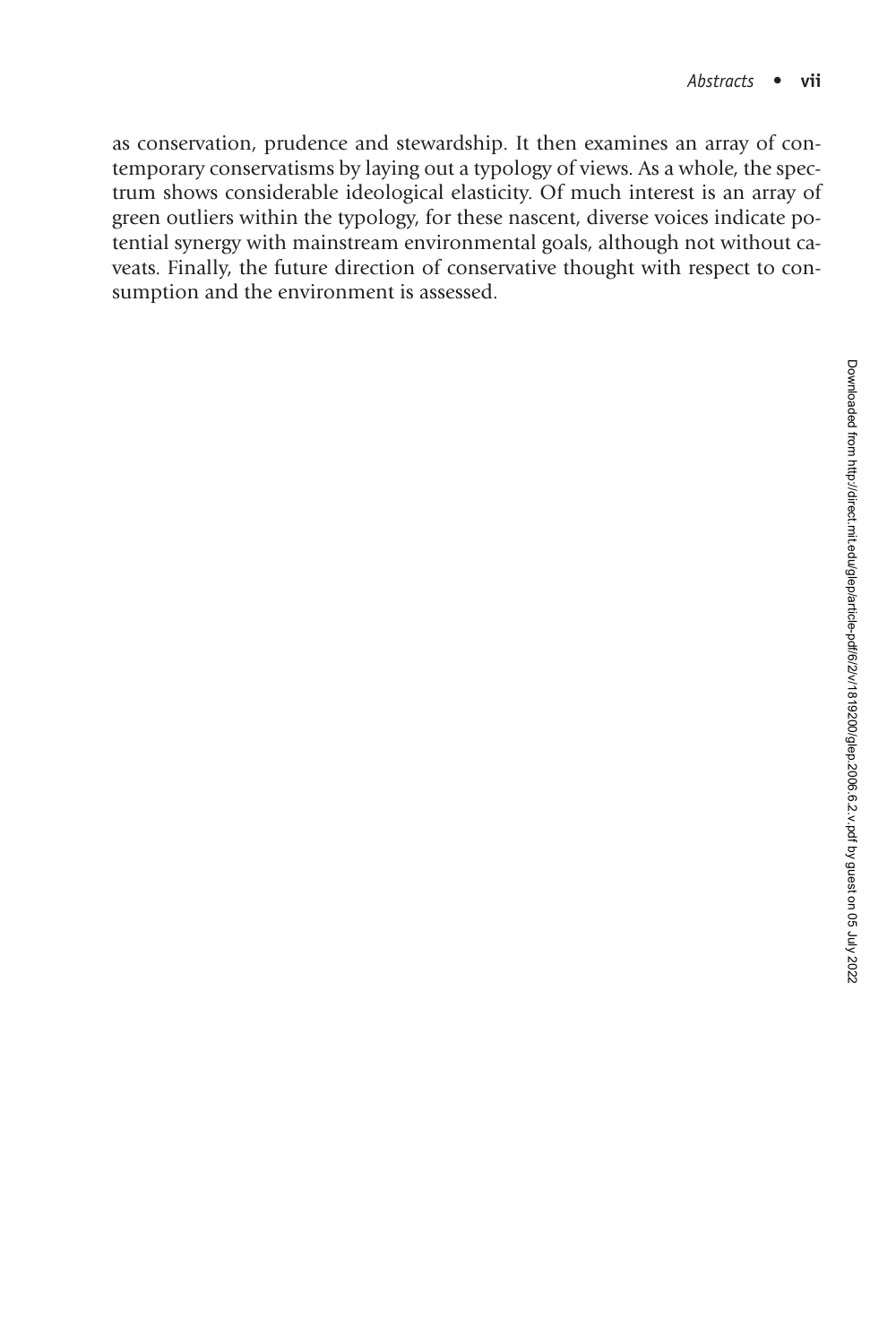as conservation, prudence and stewardship. It then examines an array of contemporary conservatisms by laying out a typology of views. As a whole, the spectrum shows considerable ideological elasticity. Of much interest is an array of green outliers within the typology, for these nascent, diverse voices indicate potential synergy with mainstream environmental goals, although not without caveats. Finally, the future direction of conservative thought with respect to consumption and the environment is assessed.